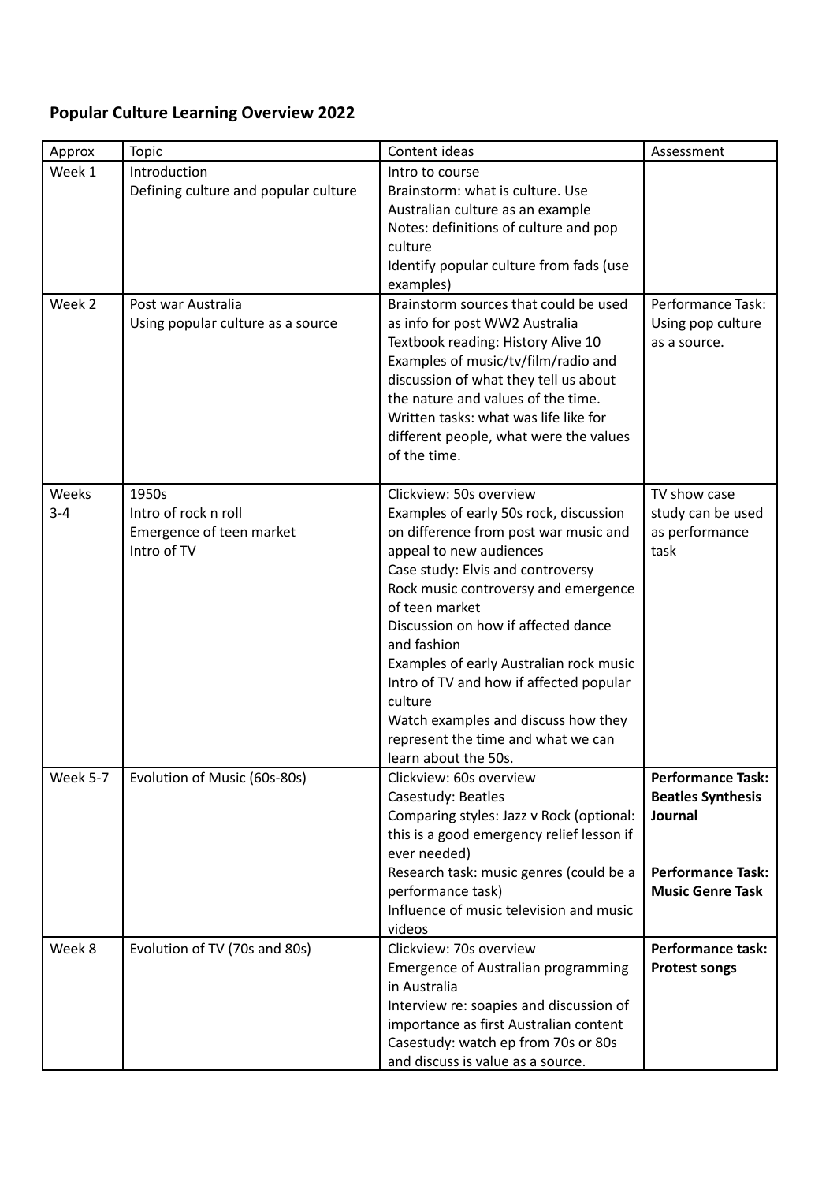**Popular Culture Learning Overview 2022**

| Approx | Topic | Content ideas | Assessment |
|---|---|---|---|
| Week 1 | Introduction<br>Defining culture and popular culture | Intro to course<br>Brainstorm: what is culture. Use Australian culture as an example<br>Notes: definitions of culture and pop culture<br>Identify popular culture from fads (use examples) | |
| Week 2 | Post war Australia<br>Using popular culture as a source | Brainstorm sources that could be used as info for post WW2 Australia<br>Textbook reading: History Alive 10<br>Examples of music/tv/film/radio and discussion of what they tell us about the nature and values of the time.<br>Written tasks: what was life like for different people, what were the values of the time. | Performance Task: Using pop culture as a source. |
| Weeks 3-4 | 1950s<br>Intro of rock n roll<br>Emergence of teen market<br>Intro of TV | Clickview: 50s overview<br>Examples of early 50s rock, discussion on difference from post war music and appeal to new audiences<br>Case study: Elvis and controversy<br>Rock music controversy and emergence of teen market<br>Discussion on how if affected dance and fashion<br>Examples of early Australian rock music<br>Intro of TV and how if affected popular culture<br>Watch examples and discuss how they represent the time and what we can learn about the 50s. | TV show case study can be used as performance task |
| Week 5-7 | Evolution of Music (60s-80s) | Clickview: 60s overview<br>Casestudy: Beatles<br>Comparing styles: Jazz v Rock (optional: this is a good emergency relief lesson if ever needed)<br>Research task: music genres (could be a performance task)<br>Influence of music television and music videos | **Performance Task: Beatles Synthesis Journal**<br><br>**Performance Task: Music Genre Task** |
| Week 8 | Evolution of TV (70s and 80s) | Clickview: 70s overview<br>Emergence of Australian programming in Australia<br>Interview re: soapies and discussion of importance as first Australian content<br>Casestudy: watch ep from 70s or 80s and discuss is value as a source. | **Performance task: Protest songs** |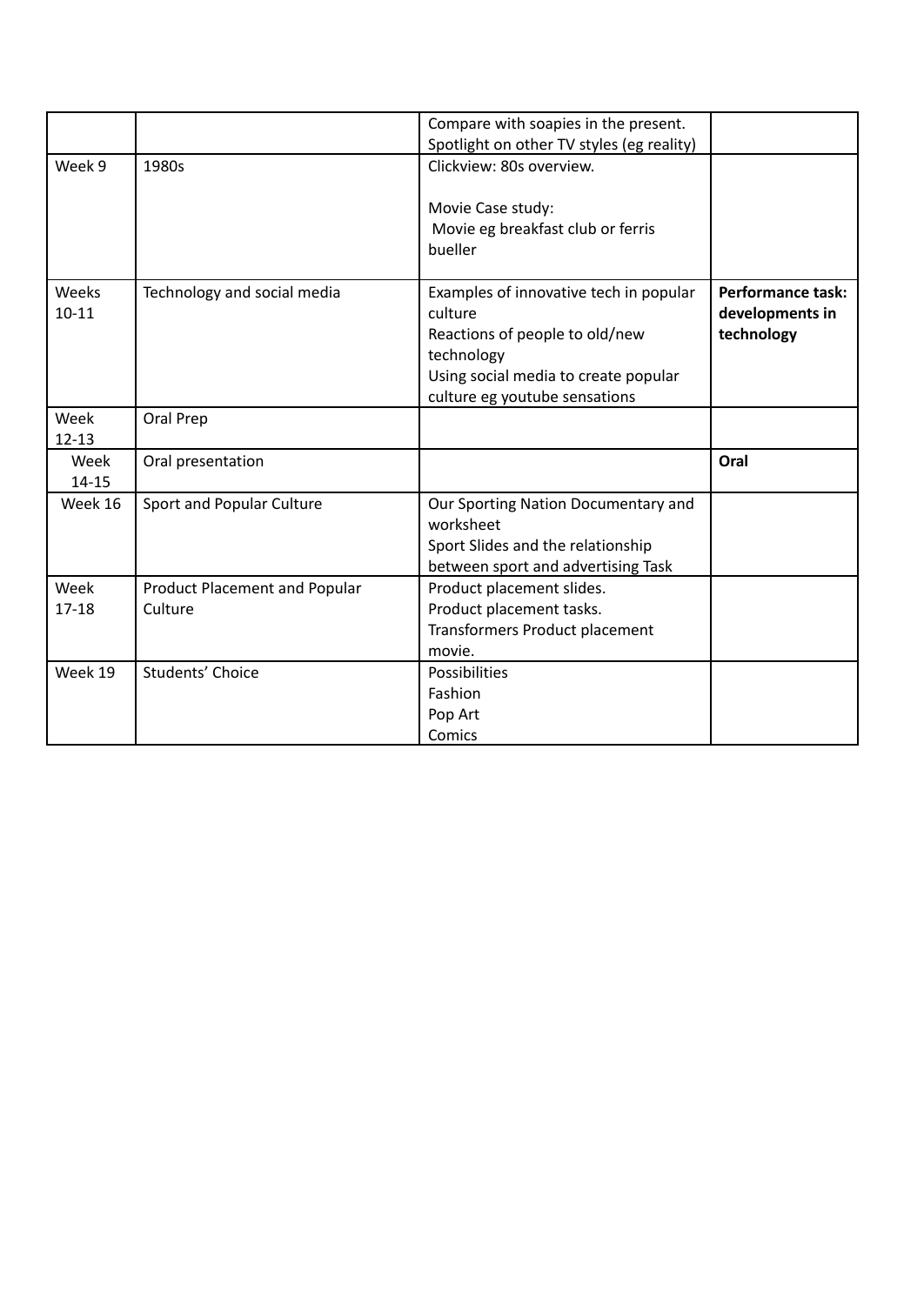| | | | |
|---|---|---|---|
| | | Compare with soapies in the present.<br>Spotlight on other TV styles (eg reality) | |
| Week 9 | 1980s | Clickview: 80s overview.<br><br>Movie Case study:<br>Movie eg breakfast club or ferris bueller | |
| Weeks 10-11 | Technology and social media | Examples of innovative tech in popular culture<br>Reactions of people to old/new technology<br>Using social media to create popular culture eg youtube sensations | **Performance task: developments in technology** |
| Week 12-13 | Oral Prep | | |
| Week 14-15 | Oral presentation | | **Oral** |
| Week 16 | Sport and Popular Culture | Our Sporting Nation Documentary and worksheet<br>Sport Slides and the relationship between sport and advertising Task | |
| Week 17-18 | Product Placement and Popular Culture | Product placement slides.<br>Product placement tasks.<br>Transformers Product placement movie. | |
| Week 19 | Students' Choice | Possibilities<br>Fashion<br>Pop Art<br>Comics | |